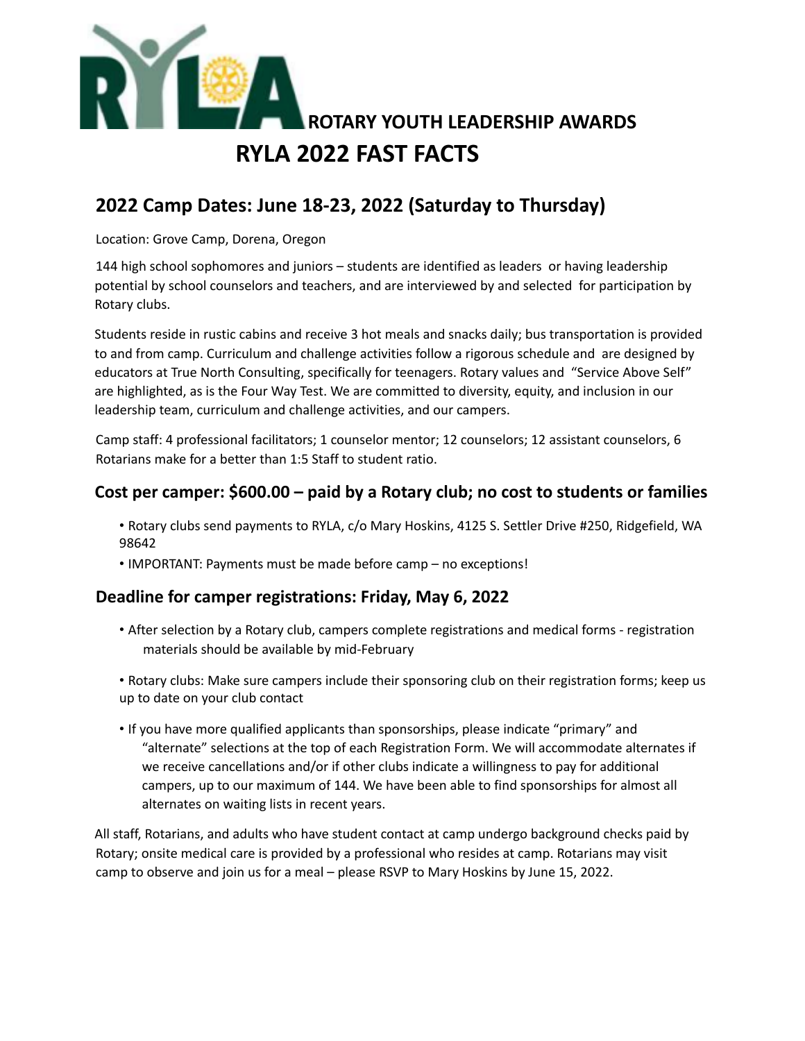**ROTARY YOUTH LEADERSHIP AWARDS**

# RYLA 2022 FAST FACTS

## 2022 Camp Dates: June 18-23, 2022 (Saturday to Thursday)

Location: Grove Camp, Dorena, Oregon

144 high school sophomores and juniors – students are identified as leaders or having leadership potential by school counselors and teachers, and are interviewed by and selected for participation by Rotary clubs.

Students reside in rustic cabins and receive 3 hot meals and snacks daily; bus transportation is provided to and from camp. Curriculum and challenge activities follow a rigorous schedule and are designed by educators at True North Consulting, specifically for teenagers. Rotary values and "Service Above Self" are highlighted, as is the Four Way Test. We are committed to diversity, equity, and inclusion in our leadership team, curriculum and challenge activities, and our campers.

Camp staff: 4 professional facilitators; 1 counselor mentor; 12 counselors; 12 assistant counselors, 6 Rotarians make for a better than 1:5 Staff to student ratio.

### Cost per camper: $600.00 – paid by a Rotary club; no cost to students or families

- Rotary clubs send payments to RYLA, c/o Mary Hoskins, 4125 S. Settler Drive #250, Ridgefield, WA 98642
- IMPORTANT: Payments must be made before camp – no exceptions!

### Deadline for camper registrations: Friday, May 6, 2022

- After selection by a Rotary club, campers complete registrations and medical forms - registration materials should be available by mid-February
- Rotary clubs: Make sure campers include their sponsoring club on their registration forms; keep us up to date on your club contact
- If you have more qualified applicants than sponsorships, please indicate "primary" and "alternate" selections at the top of each Registration Form. We will accommodate alternates if we receive cancellations and/or if other clubs indicate a willingness to pay for additional campers, up to our maximum of 144. We have been able to find sponsorships for almost all alternates on waiting lists in recent years.

All staff, Rotarians, and adults who have student contact at camp undergo background checks paid by Rotary; onsite medical care is provided by a professional who resides at camp. Rotarians may visit camp to observe and join us for a meal – please RSVP to Mary Hoskins by June 15, 2022.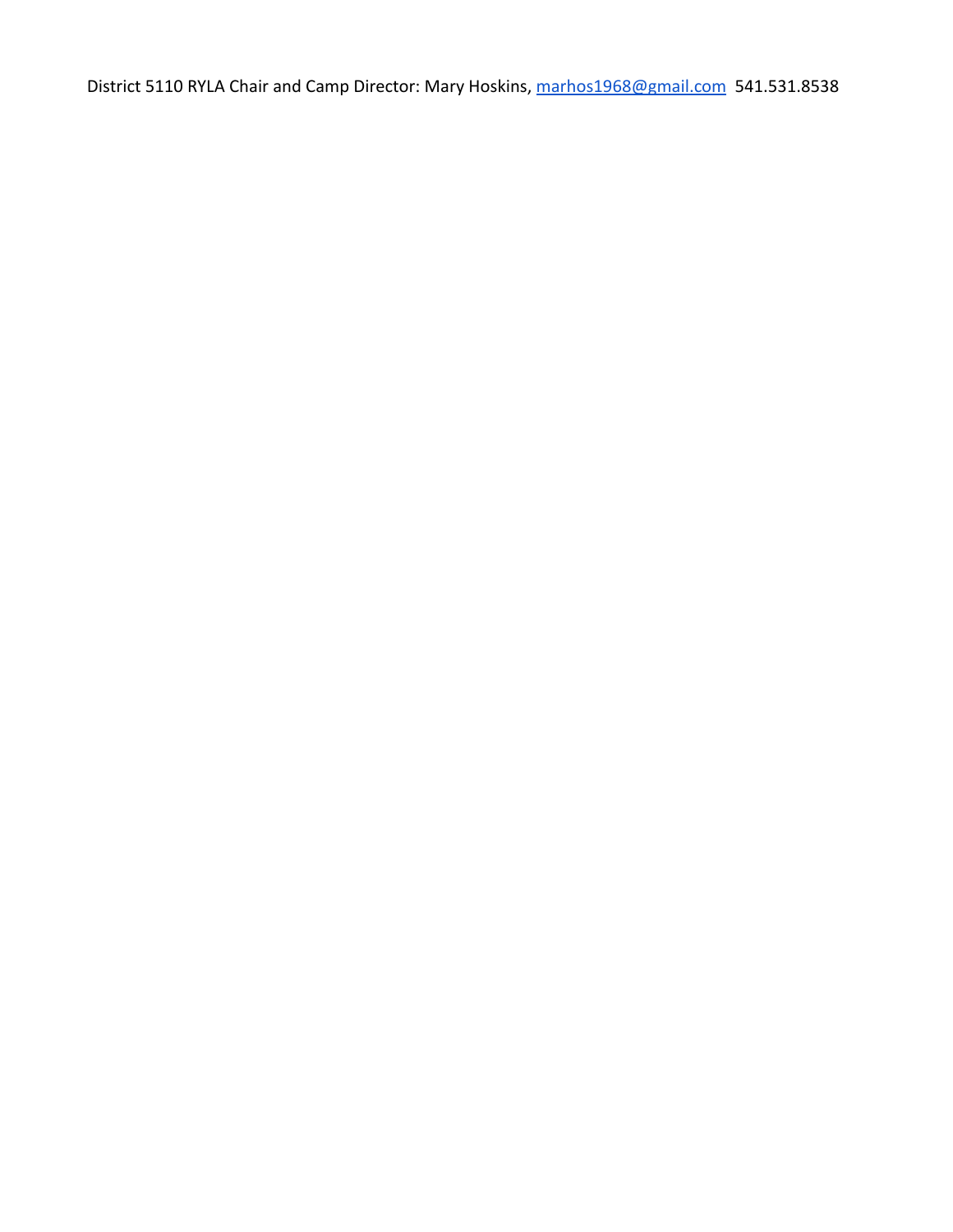District 5110 RYLA Chair and Camp Director: Mary Hoskins, [marhos1968@gmail.com](mailto:marhos1968@gmail.com) 541.531.8538